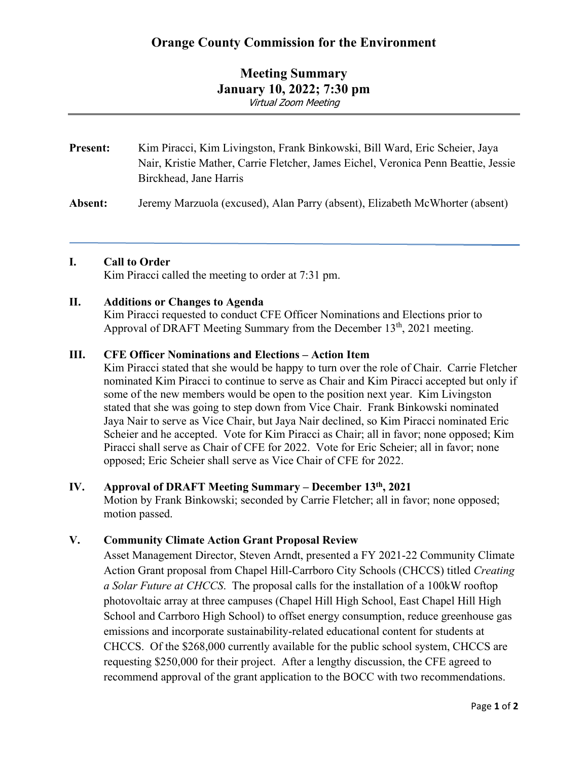# Orange County Commission for the Environment

## Meeting Summary
## January 10, 2022; 7:30 pm
*Virtual Zoom Meeting*

---

**Present:** Kim Piracci, Kim Livingston, Frank Binkowski, Bill Ward, Eric Scheier, Jaya Nair, Kristie Mather, Carrie Fletcher, James Eichel, Veronica Penn Beattie, Jessie Birckhead, Jane Harris

**Absent:** Jeremy Marzuola (excused), Alan Parry (absent), Elizabeth McWhorter (absent)

---

### I. Call to Order

Kim Piracci called the meeting to order at 7:31 pm.

### II. Additions or Changes to Agenda

Kim Piracci requested to conduct CFE Officer Nominations and Elections prior to Approval of DRAFT Meeting Summary from the December 13th, 2021 meeting.

### III. CFE Officer Nominations and Elections – Action Item

Kim Piracci stated that she would be happy to turn over the role of Chair. Carrie Fletcher nominated Kim Piracci to continue to serve as Chair and Kim Piracci accepted but only if some of the new members would be open to the position next year. Kim Livingston stated that she was going to step down from Vice Chair. Frank Binkowski nominated Jaya Nair to serve as Vice Chair, but Jaya Nair declined, so Kim Piracci nominated Eric Scheier and he accepted. Vote for Kim Piracci as Chair; all in favor; none opposed; Kim Piracci shall serve as Chair of CFE for 2022. Vote for Eric Scheier; all in favor; none opposed; Eric Scheier shall serve as Vice Chair of CFE for 2022.

### IV. Approval of DRAFT Meeting Summary – December 13th, 2021

Motion by Frank Binkowski; seconded by Carrie Fletcher; all in favor; none opposed; motion passed.

### V. Community Climate Action Grant Proposal Review

Asset Management Director, Steven Arndt, presented a FY 2021-22 Community Climate Action Grant proposal from Chapel Hill-Carrboro City Schools (CHCCS) titled *Creating a Solar Future at CHCCS*. The proposal calls for the installation of a 100kW rooftop photovoltaic array at three campuses (Chapel Hill High School, East Chapel Hill High School and Carrboro High School) to offset energy consumption, reduce greenhouse gas emissions and incorporate sustainability-related educational content for students at CHCCS. Of the $268,000 currently available for the public school system, CHCCS are requesting $250,000 for their project. After a lengthy discussion, the CFE agreed to recommend approval of the grant application to the BOCC with two recommendations.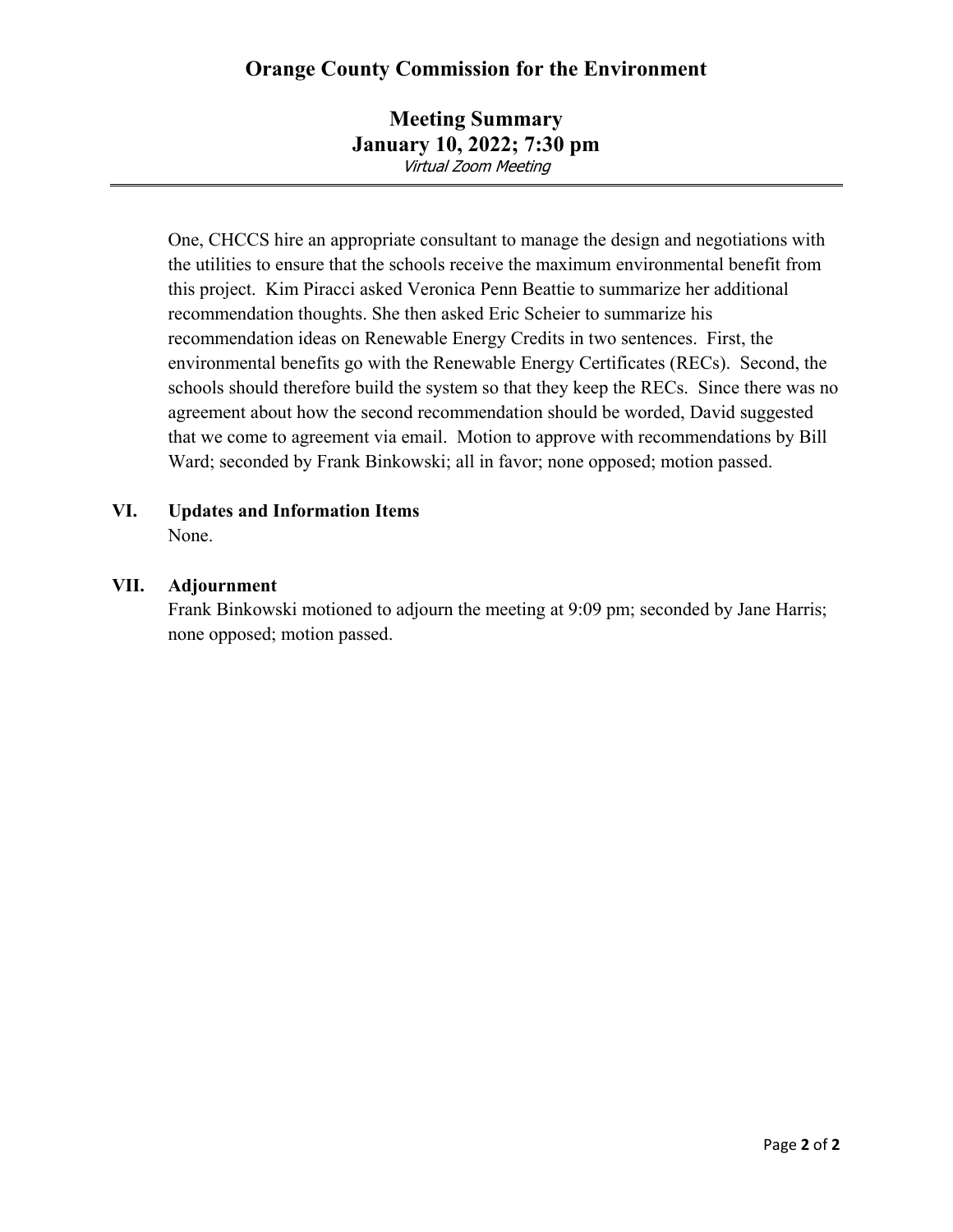One, CHCCS hire an appropriate consultant to manage the design and negotiations with the utilities to ensure that the schools receive the maximum environmental benefit from this project. Kim Piracci asked Veronica Penn Beattie to summarize her additional recommendation thoughts. She then asked Eric Scheier to summarize his recommendation ideas on Renewable Energy Credits in two sentences. First, the environmental benefits go with the Renewable Energy Certificates (RECs). Second, the schools should therefore build the system so that they keep the RECs. Since there was no agreement about how the second recommendation should be worded, David suggested that we come to agreement via email. Motion to approve with recommendations by Bill Ward; seconded by Frank Binkowski; all in favor; none opposed; motion passed.

## VI. Updates and Information Items

None.

## VII. Adjournment

Frank Binkowski motioned to adjourn the meeting at 9:09 pm; seconded by Jane Harris; none opposed; motion passed.